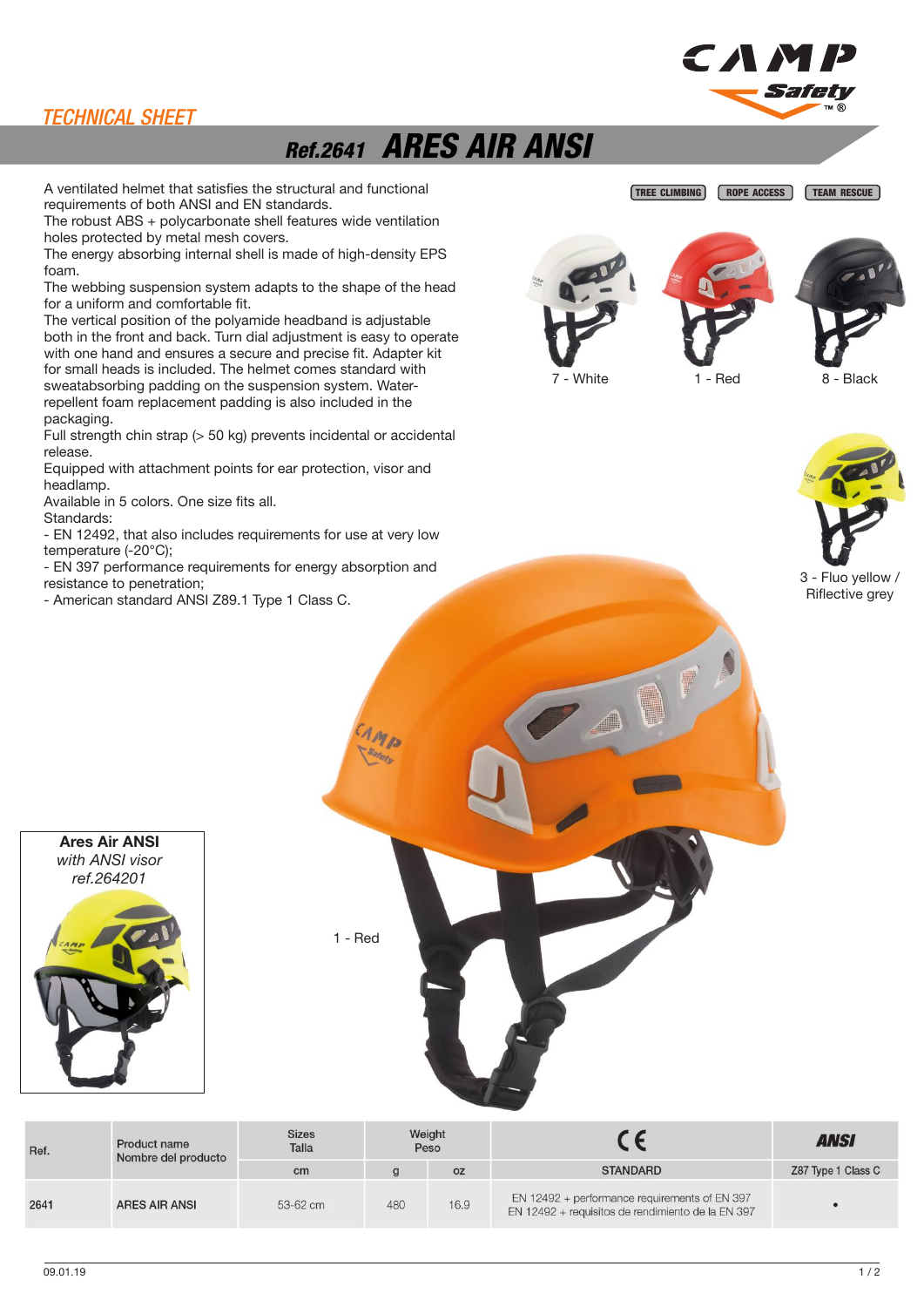TECHNICAL SHEET

# Ref.2641 ARES AIR ANSI

A ventilated helmet that satisfies the structural and functional requirements of both ANSI and EN standards.
The robust ABS + polycarbonate shell features wide ventilation holes protected by metal mesh covers.
The energy absorbing internal shell is made of high-density EPS foam.
The webbing suspension system adapts to the shape of the head for a uniform and comfortable fit.
The vertical position of the polyamide headband is adjustable both in the front and back. Turn dial adjustment is easy to operate with one hand and ensures a secure and precise fit. Adapter kit for small heads is included. The helmet comes standard with sweatabsorbing padding on the suspension system. Water-repellent foam replacement padding is also included in the packaging.
Full strength chin strap (> 50 kg) prevents incidental or accidental release.
Equipped with attachment points for ear protection, visor and headlamp.
Available in 5 colors. One size fits all.
Standards:
- EN 12492, that also includes requirements for use at very low temperature (-20°C);
- EN 397 performance requirements for energy absorption and resistance to penetration;
- American standard ANSI Z89.1 Type 1 Class C.

TREE CLIMBING | ROPE ACCESS | TEAM RESCUE

7 - White

1 - Red

8 - Black

3 - Fluo yellow / Riflective grey

1 - Red

**Ares Air ANSI**
*with ANSI visor*
*ref.264201*

| Ref. | Product name<br>Nombre del producto | Sizes<br>Talla | Weight<br>Peso | | CE | ANSI |
|---|---|---|---|---|---|---|
| | | cm | g | oz | STANDARD | Z87 Type 1 Class C |
| 2641 | ARES AIR ANSI | 53-62 cm | 480 | 16.9 | EN 12492 + performance requirements of EN 397<br>EN 12492 + requisitos de rendimiento de la EN 397 | • |

09.01.19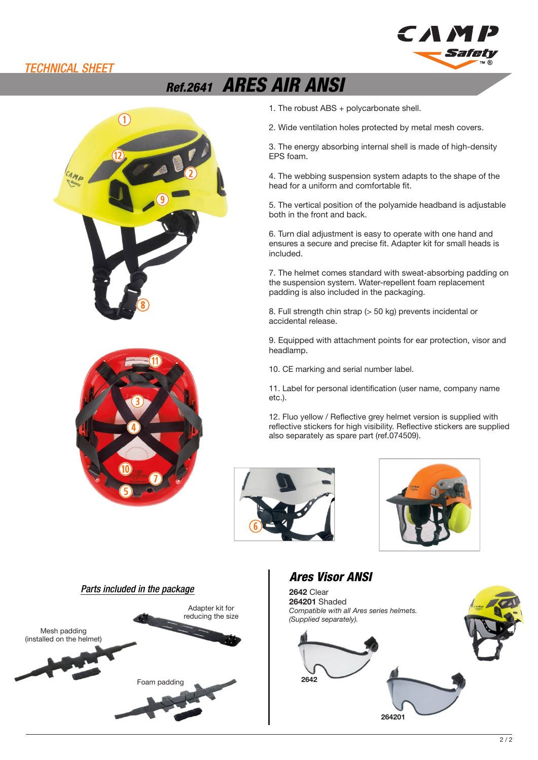TECHNICAL SHEET

# Ref.2641 ARES AIR ANSI

1. The robust ABS + polycarbonate shell.

2. Wide ventilation holes protected by metal mesh covers.

3. The energy absorbing internal shell is made of high-density EPS foam.

4. The webbing suspension system adapts to the shape of the head for a uniform and comfortable fit.

5. The vertical position of the polyamide headband is adjustable both in the front and back.

6. Turn dial adjustment is easy to operate with one hand and ensures a secure and precise fit. Adapter kit for small heads is included.

7. The helmet comes standard with sweat-absorbing padding on the suspension system. Water-repellent foam replacement padding is also included in the packaging.

8. Full strength chin strap (> 50 kg) prevents incidental or accidental release.

9. Equipped with attachment points for ear protection, visor and headlamp.

10. CE marking and serial number label.

11. Label for personal identification (user name, company name etc.).

12. Fluo yellow / Reflective grey helmet version is supplied with reflective stickers for high visibility. Reflective stickers are supplied also separately as spare part (ref.074509).

## Parts included in the package

Adapter kit for reducing the size

Mesh padding (installed on the helmet)

Foam padding

## Ares Visor ANSI

**2642** Clear
**264201** Shaded
*Compatible with all Ares series helmets.*
*(Supplied separately).*

2642

264201